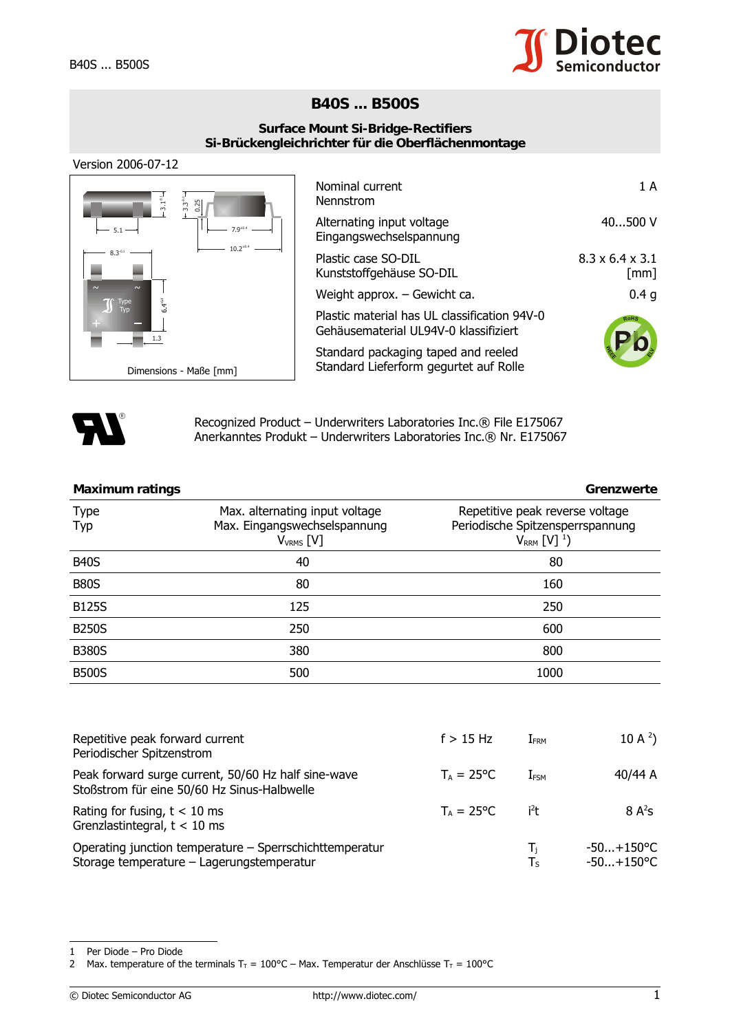# B40S ... B500S

**Surface Mount Si-Bridge-Rectifiers**
**Si-Brückengleichrichter für die Oberflächenmontage**

Version 2006-07-12

5.1
3.1
3.3
0.25
7.9
10.2
8.3
Type
Typ
6.4
1.3
Dimensions - Maße [mm]

| | |
|---|---|
| Nominal current<br>Nennstrom | 1 A |
| Alternating input voltage<br>Eingangswechselspannung | 40...500 V |
| Plastic case SO-DIL<br>Kunststoffgehäuse SO-DIL | 8.3 x 6.4 x 3.1 [mm] |
| Weight approx. – Gewicht ca. | 0.4 g |
| Plastic material has UL classification 94V-0<br>Gehäusematerial UL94V-0 klassifiziert | |
| Standard packaging taped and reeled<br>Standard Lieferform gegurtet auf Rolle | |

Recognized Product – Underwriters Laboratories Inc.® File E175067
Anerkanntes Produkt – Underwriters Laboratories Inc.® Nr. E175067

## Maximum ratings — Grenzwerte

| Type<br>Typ | Max. alternating input voltage<br>Max. Eingangswechselspannung<br>$V_{VRMS}$ [V] | Repetitive peak reverse voltage<br>Periodische Spitzensperrspannung<br>$V_{RRM}$ [V] [1]) |
|---|---|---|
| B40S | 40 | 80 |
| B80S | 80 | 160 |
| B125S | 125 | 250 |
| B250S | 250 | 600 |
| B380S | 380 | 800 |
| B500S | 500 | 1000 |

| | | | |
|---|---|---|---|
| Repetitive peak forward current<br>Periodischer Spitzenstrom | f > 15 Hz | $I_{FRM}$ | 10 A [2]) |
| Peak forward surge current, 50/60 Hz half sine-wave<br>Stoßstrom für eine 50/60 Hz Sinus-Halbwelle | $T_A$ = 25°C | $I_{FSM}$ | 40/44 A |
| Rating for fusing, t < 10 ms<br>Grenzlastintegral, t < 10 ms | $T_A$ = 25°C | $i^2t$ | 8 $A^2s$ |
| Operating junction temperature – Sperrschichttemperatur<br>Storage temperature – Lagerungstemperatur | | $T_j$<br>$T_S$ | -50...+150°C<br>-50...+150°C |

1 Per Diode – Pro Diode
2 Max. temperature of the terminals $T_T$ = 100°C – Max. Temperatur der Anschlüsse $T_T$ = 100°C

© Diotec Semiconductor AG http://www.diotec.com/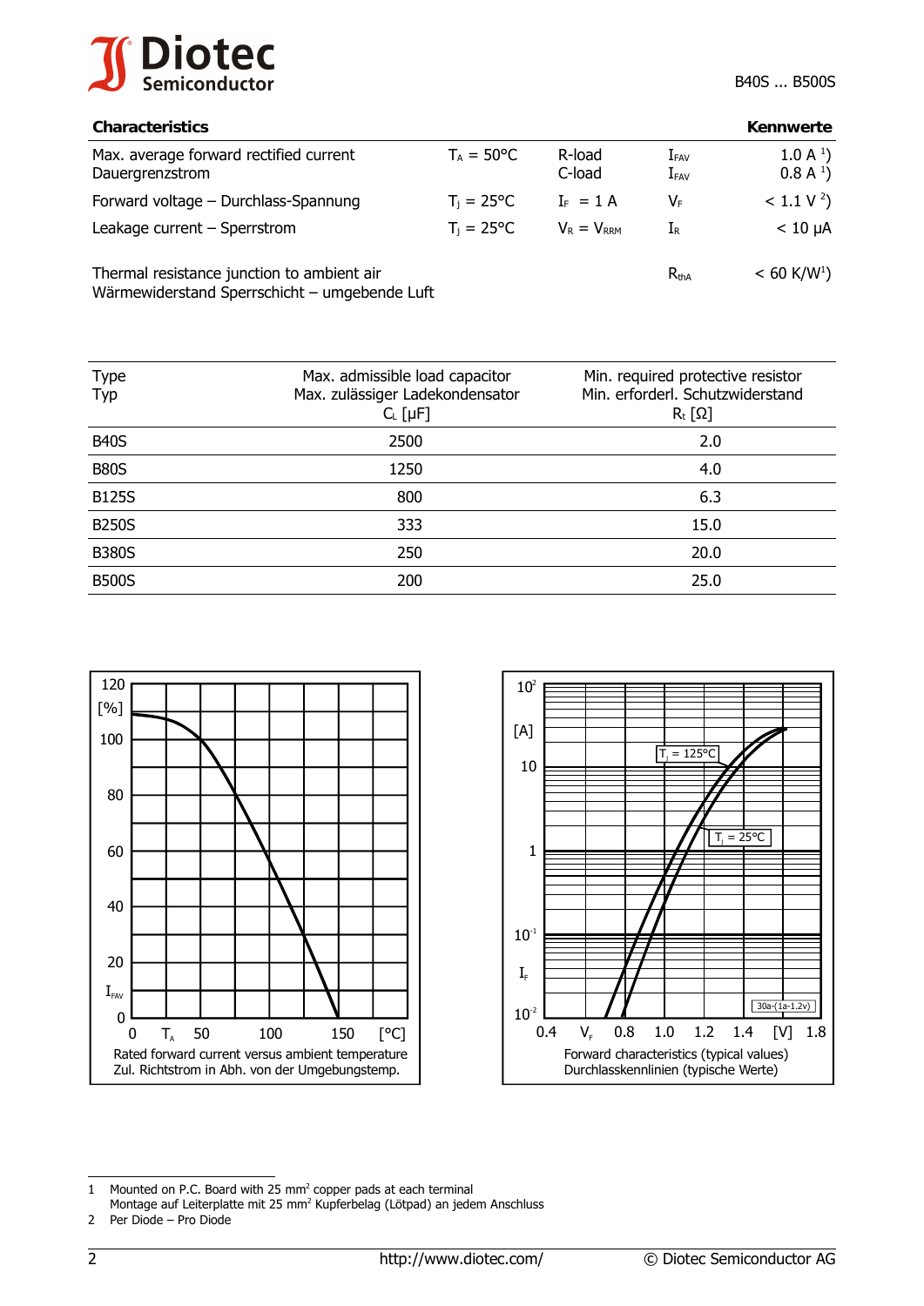## Characteristics — Kennwerte

| | | | | |
|---|---|---|---|---|
| Max. average forward rectified current<br>Dauergrenzstrom | $T_A$ = 50°C | R-load<br>C-load | $I_{FAV}$<br>$I_{FAV}$ | 1.0 A [1]<br>0.8 A [1] |
| Forward voltage – Durchlass-Spannung | $T_j$ = 25°C | $I_F$ = 1 A | $V_F$ | < 1.1 V [2] |
| Leakage current – Sperrstrom | $T_j$ = 25°C | $V_R = V_{RRM}$ | $I_R$ | < 10 µA |
| Thermal resistance junction to ambient air<br>Wärmewiderstand Sperrschicht – umgebende Luft | | | $R_{thA}$ | < 60 K/W[1] |

| Type<br>Typ | Max. admissible load capacitor<br>Max. zulässiger Ladekondensator<br>$C_L$ [µF] | Min. required protective resistor<br>Min. erforderl. Schutzwiderstand<br>$R_t$ [Ω] |
|---|---|---|
| B40S | 2500 | 2.0 |
| B80S | 1250 | 4.0 |
| B125S | 800 | 6.3 |
| B250S | 333 | 15.0 |
| B380S | 250 | 20.0 |
| B500S | 200 | 25.0 |

120
[%]
100
80
60
40
20
$I_{FAV}$
0
0 $T_A$ 50 100 150 [°C]

Rated forward current versus ambient temperature
Zul. Richtstrom in Abh. von der Umgebungstemp.

$10^2$
[A]
10
1
$10^{-1}$
$I_F$
$10^{-2}$
$T_j$ = 125°C
$T_j$ = 25°C
30a-(1a-1.2v)
0.4 $V_F$ 0.8 1.0 1.2 1.4 [V] 1.8

Forward characteristics (typical values)
Durchlasskennlinien (typische Werte)

1 Mounted on P.C. Board with 25 mm² copper pads at each terminal
Montage auf Leiterplatte mit 25 mm² Kupferbelag (Lötpad) an jedem Anschluss

2 Per Diode – Pro Diode